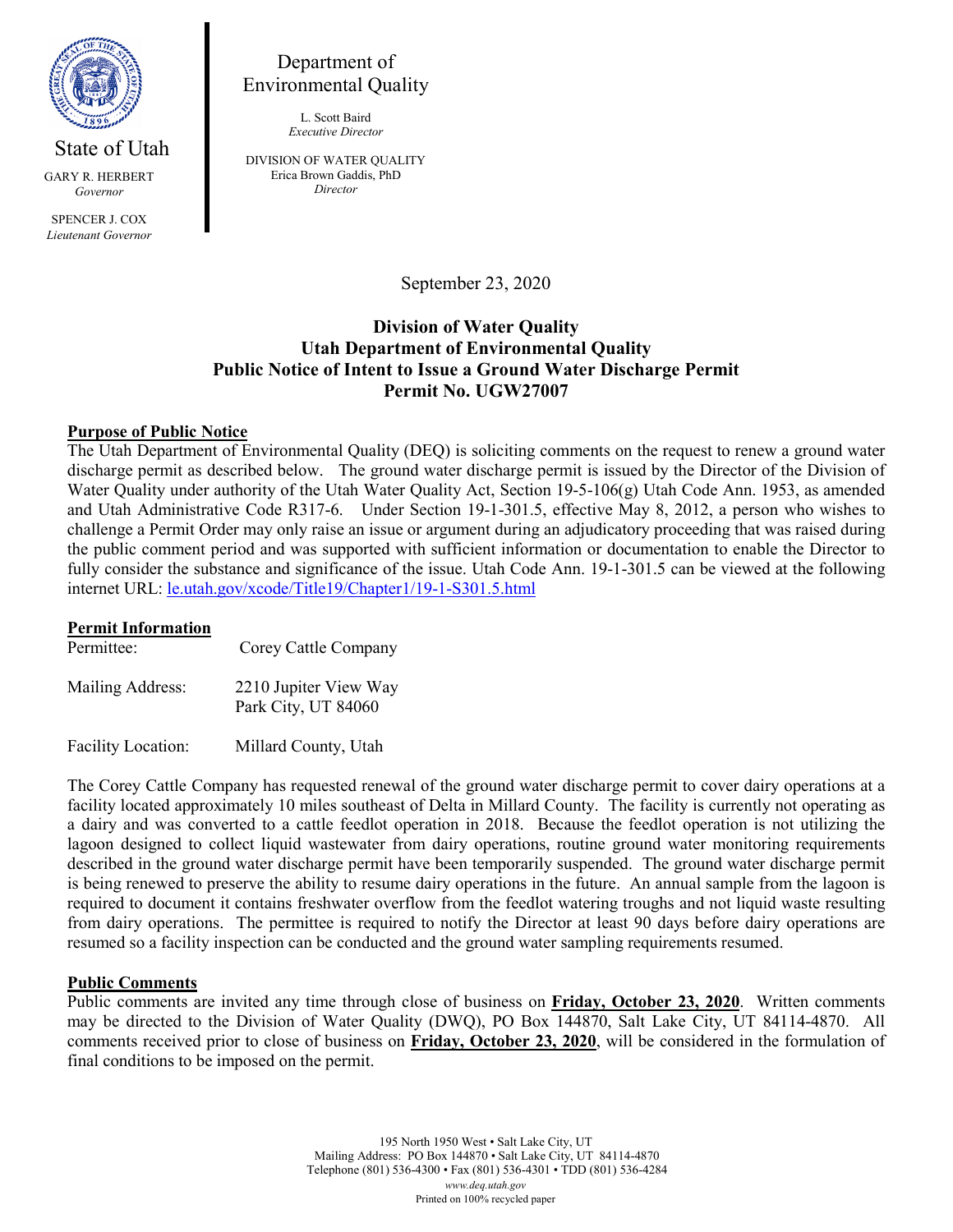State of Utah

GARY R. HERBERT
*Governor*

SPENCER J. COX
*Lieutenant Governor*

Department of Environmental Quality

L. Scott Baird
*Executive Director*

DIVISION OF WATER QUALITY
Erica Brown Gaddis, PhD
*Director*

September 23, 2020

**Division of Water Quality**
**Utah Department of Environmental Quality**
**Public Notice of Intent to Issue a Ground Water Discharge Permit**
**Permit No. UGW27007**

## Purpose of Public Notice

The Utah Department of Environmental Quality (DEQ) is soliciting comments on the request to renew a ground water discharge permit as described below. The ground water discharge permit is issued by the Director of the Division of Water Quality under authority of the Utah Water Quality Act, Section 19-5-106(g) Utah Code Ann. 1953, as amended and Utah Administrative Code R317-6. Under Section 19-1-301.5, effective May 8, 2012, a person who wishes to challenge a Permit Order may only raise an issue or argument during an adjudicatory proceeding that was raised during the public comment period and was supported with sufficient information or documentation to enable the Director to fully consider the substance and significance of the issue. Utah Code Ann. 19-1-301.5 can be viewed at the following internet URL: le.utah.gov/xcode/Title19/Chapter1/19-1-S301.5.html

## Permit Information

Permittee: Corey Cattle Company

Mailing Address: 2210 Jupiter View Way
Park City, UT 84060

Facility Location: Millard County, Utah

The Corey Cattle Company has requested renewal of the ground water discharge permit to cover dairy operations at a facility located approximately 10 miles southeast of Delta in Millard County. The facility is currently not operating as a dairy and was converted to a cattle feedlot operation in 2018. Because the feedlot operation is not utilizing the lagoon designed to collect liquid wastewater from dairy operations, routine ground water monitoring requirements described in the ground water discharge permit have been temporarily suspended. The ground water discharge permit is being renewed to preserve the ability to resume dairy operations in the future. An annual sample from the lagoon is required to document it contains freshwater overflow from the feedlot watering troughs and not liquid waste resulting from dairy operations. The permittee is required to notify the Director at least 90 days before dairy operations are resumed so a facility inspection can be conducted and the ground water sampling requirements resumed.

## Public Comments

Public comments are invited any time through close of business on **Friday, October 23, 2020**. Written comments may be directed to the Division of Water Quality (DWQ), PO Box 144870, Salt Lake City, UT 84114-4870. All comments received prior to close of business on **Friday, October 23, 2020**, will be considered in the formulation of final conditions to be imposed on the permit.

195 North 1950 West • Salt Lake City, UT
Mailing Address: PO Box 144870 • Salt Lake City, UT 84114-4870
Telephone (801) 536-4300 • Fax (801) 536-4301 • TDD (801) 536-4284
*www.deq.utah.gov*
Printed on 100% recycled paper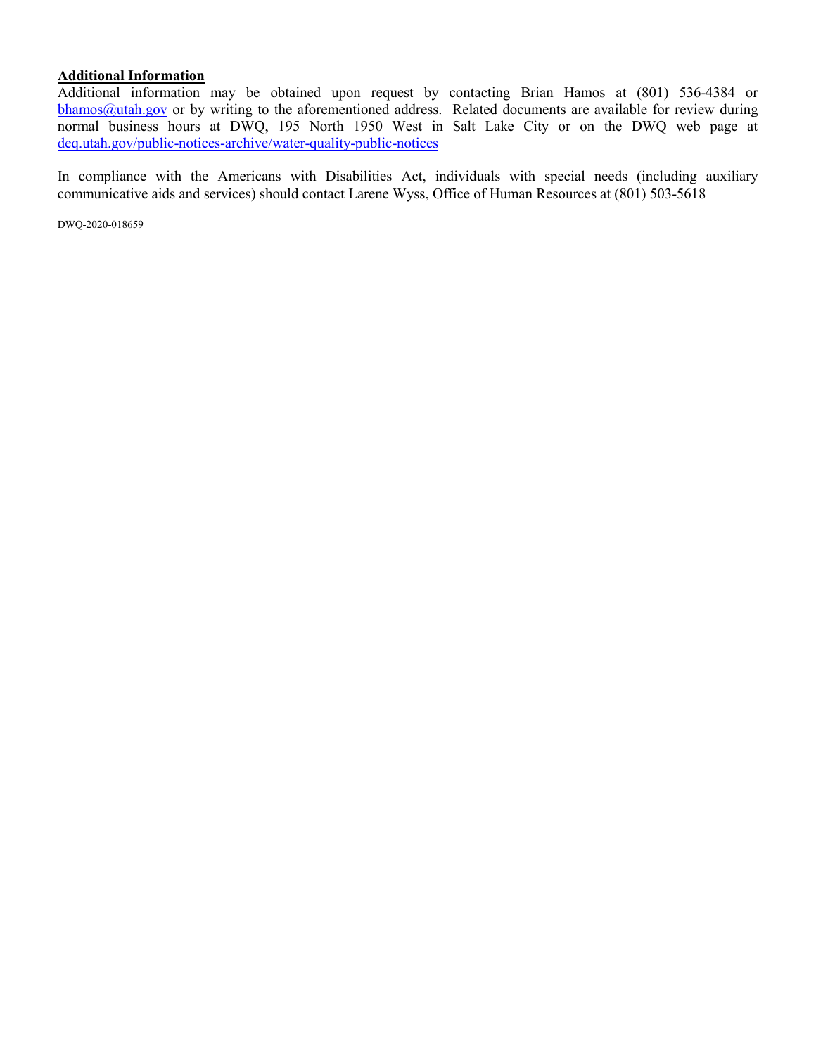**Additional Information**

Additional information may be obtained upon request by contacting Brian Hamos at (801) 536-4384 or bhamos@utah.gov or by writing to the aforementioned address. Related documents are available for review during normal business hours at DWQ, 195 North 1950 West in Salt Lake City or on the DWQ web page at deq.utah.gov/public-notices-archive/water-quality-public-notices

In compliance with the Americans with Disabilities Act, individuals with special needs (including auxiliary communicative aids and services) should contact Larene Wyss, Office of Human Resources at (801) 503-5618

DWQ-2020-018659